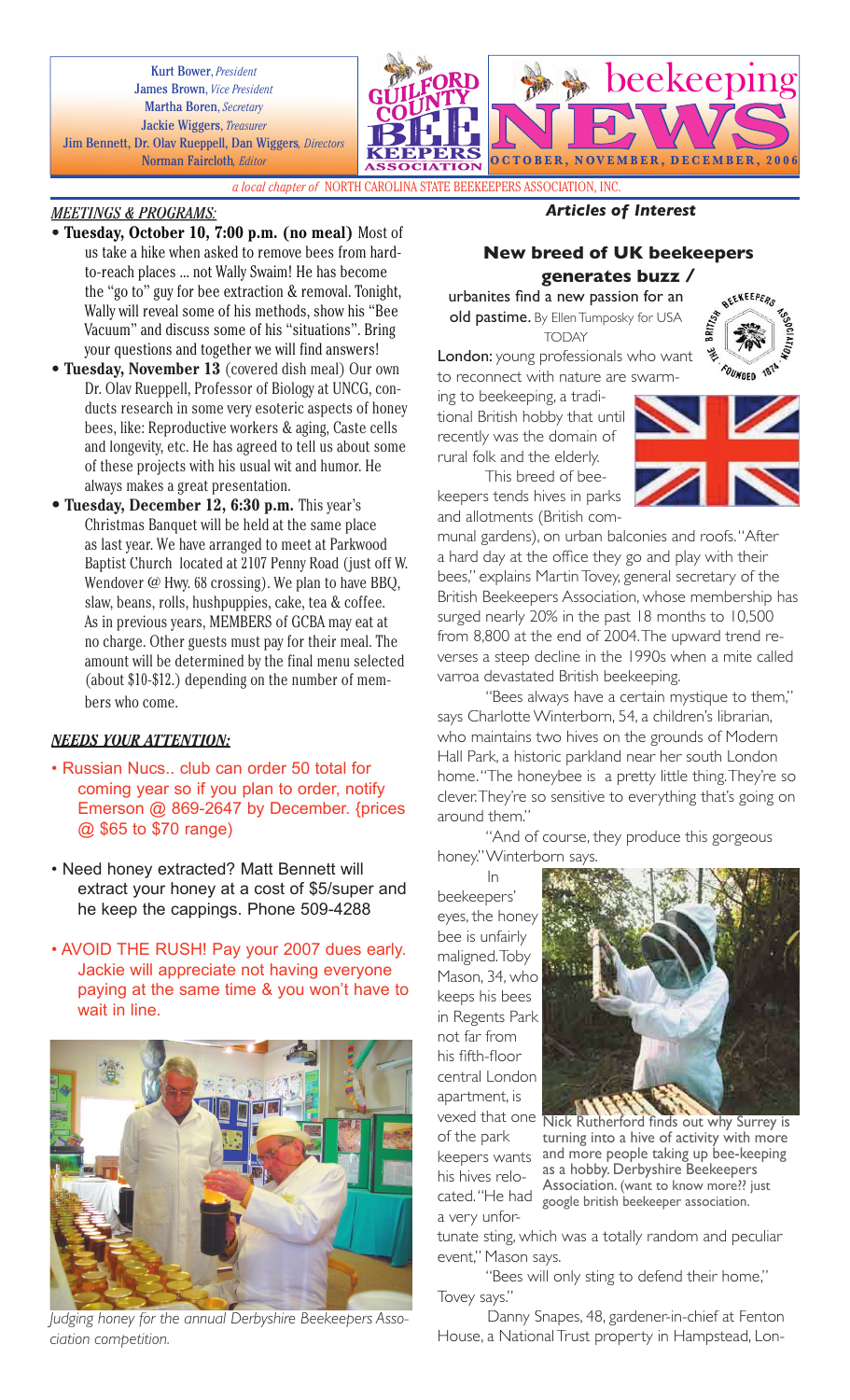Kurt Bower, *President*
James Brown, *Vice President*
Martha Boren, *Secretary*
Jackie Wiggers, *Treasurer*
Jim Bennett, Dr. Olav Rueppell, Dan Wiggers, *Directors*
Norman Faircloth, *Editor*

# GUILFORD COUNTY BEE KEEPERS ASSOCIATION beekeeping NEWS

**OCTOBER, NOVEMBER, DECEMBER, 2006**

*a local chapter of* NORTH CAROLINA STATE BEEKEEPERS ASSOCIATION, INC.

## *MEETINGS & PROGRAMS:*

- **Tuesday, October 10, 7:00 p.m. (no meal)** Most of us take a hike when asked to remove bees from hard-to-reach places ... not Wally Swaim! He has become the "go to" guy for bee extraction & removal. Tonight, Wally will reveal some of his methods, show his "Bee Vacuum" and discuss some of his "situations". Bring your questions and together we will find answers!
- **Tuesday, November 13** (covered dish meal) Our own Dr. Olav Rueppell, Professor of Biology at UNCG, conducts research in some very esoteric aspects of honey bees, like: Reproductive workers & aging, Caste cells and longevity, etc. He has agreed to tell us about some of these projects with his usual wit and humor. He always makes a great presentation.
- **Tuesday, December 12, 6:30 p.m.** This year's Christmas Banquet will be held at the same place as last year. We have arranged to meet at Parkwood Baptist Church located at 2107 Penny Road (just off W. Wendover @ Hwy. 68 crossing). We plan to have BBQ, slaw, beans, rolls, hushpuppies, cake, tea & coffee. As in previous years, MEMBERS of GCBA may eat at no charge. Other guests must pay for their meal. The amount will be determined by the final menu selected (about $10-$12.) depending on the number of members who come.

## *NEEDS YOUR ATTENTION:*

- Russian Nucs.. club can order 50 total for coming year so if you plan to order, notify Emerson @ 869-2647 by December. {prices @ $65 to $70 range)
- Need honey extracted? Matt Bennett will extract your honey at a cost of $5/super and he keep the cappings. Phone 509-4288
- AVOID THE RUSH! Pay your 2007 dues early. Jackie will appreciate not having everyone paying at the same time & you won't have to wait in line.

*Judging honey for the annual Derbyshire Beekeepers Association competition.*

## *Articles of Interest*

### New breed of UK beekeepers generates buzz /

**urbanites find a new passion for an old pastime.** By Ellen Tumposky for USA TODAY

**London:** young professionals who want to reconnect with nature are swarming to beekeeping, a traditional British hobby that until recently was the domain of rural folk and the elderly.

This breed of beekeepers tends hives in parks and allotments (British communal gardens), on urban balconies and roofs. "After a hard day at the office they go and play with their bees," explains Martin Tovey, general secretary of the British Beekeepers Association, whose membership has surged nearly 20% in the past 18 months to 10,500 from 8,800 at the end of 2004. The upward trend reverses a steep decline in the 1990s when a mite called varroa devastated British beekeeping.

"Bees always have a certain mystique to them," says Charlotte Winterborn, 54, a children's librarian, who maintains two hives on the grounds of Modern Hall Park, a historic parkland near her south London home. "The honeybee is a pretty little thing. They're so clever. They're so sensitive to everything that's going on around them."

"And of course, they produce this gorgeous honey." Winterborn says.

In beekeepers' eyes, the honey bee is unfairly maligned. Toby Mason, 34, who keeps his bees in Regents Park not far from his fifth-floor central London apartment, is vexed that one of the park keepers wants his hives relocated. "He had a very unfortunate sting, which was a totally random and peculiar event," Mason says.

Nick Rutherford finds out why Surrey is turning into a hive of activity with more and more people taking up bee-keeping as a hobby. Derbyshire Beekeepers Association. (want to know more?? just google british beekeeper association.

"Bees will only sting to defend their home," Tovey says."

Danny Snapes, 48, gardener-in-chief at Fenton House, a National Trust property in Hampstead, Lon-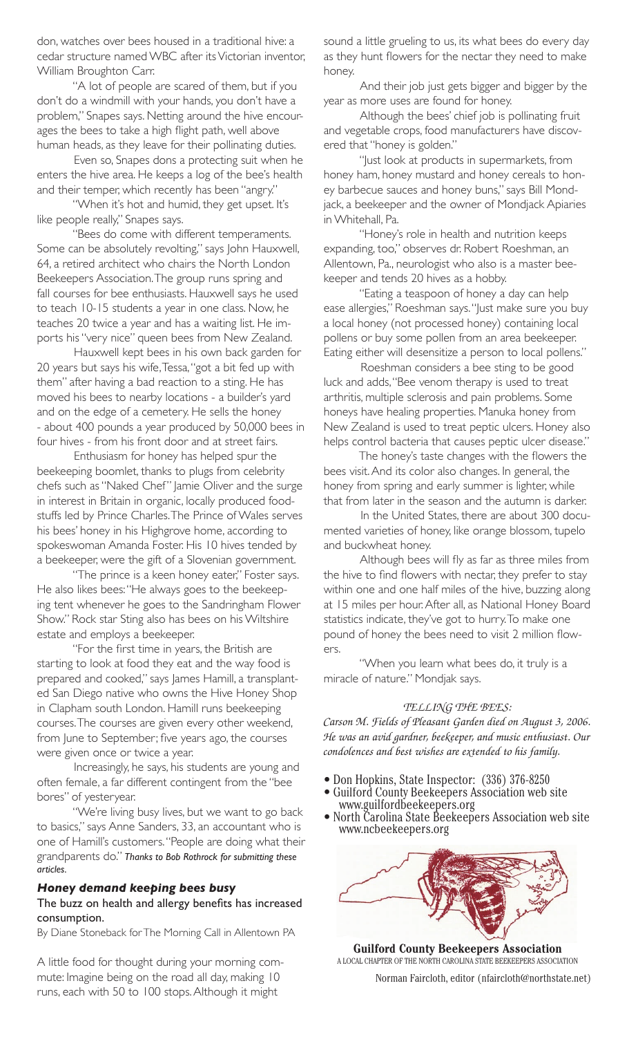don, watches over bees housed in a traditional hive: a cedar structure named WBC after its Victorian inventor, William Broughton Carr.

"A lot of people are scared of them, but if you don't do a windmill with your hands, you don't have a problem," Snapes says. Netting around the hive encourages the bees to take a high flight path, well above human heads, as they leave for their pollinating duties.

Even so, Snapes dons a protecting suit when he enters the hive area. He keeps a log of the bee's health and their temper, which recently has been "angry."

"When it's hot and humid, they get upset. It's like people really," Snapes says.

"Bees do come with different temperaments. Some can be absolutely revolting," says John Hauxwell, 64, a retired architect who chairs the North London Beekeepers Association. The group runs spring and fall courses for bee enthusiasts. Hauxwell says he used to teach 10-15 students a year in one class. Now, he teaches 20 twice a year and has a waiting list. He imports his "very nice" queen bees from New Zealand.

Hauxwell kept bees in his own back garden for 20 years but says his wife, Tessa, "got a bit fed up with them" after having a bad reaction to a sting. He has moved his bees to nearby locations - a builder's yard and on the edge of a cemetery. He sells the honey - about 400 pounds a year produced by 50,000 bees in four hives - from his front door and at street fairs.

Enthusiasm for honey has helped spur the beekeeping boomlet, thanks to plugs from celebrity chefs such as "Naked Chef" Jamie Oliver and the surge in interest in Britain in organic, locally produced foodstuffs led by Prince Charles. The Prince of Wales serves his bees' honey in his Highgrove home, according to spokeswoman Amanda Foster. His 10 hives tended by a beekeeper, were the gift of a Slovenian government.

"The prince is a keen honey eater," Foster says. He also likes bees: "He always goes to the beekeeping tent whenever he goes to the Sandringham Flower Show." Rock star Sting also has bees on his Wiltshire estate and employs a beekeeper.

"For the first time in years, the British are starting to look at food they eat and the way food is prepared and cooked," says James Hamill, a transplanted San Diego native who owns the Hive Honey Shop in Clapham south London. Hamill runs beekeeping courses. The courses are given every other weekend, from June to September; five years ago, the courses were given once or twice a year.

Increasingly, he says, his students are young and often female, a far different contingent from the "bee bores" of yesteryear.

"We're living busy lives, but we want to go back to basics," says Anne Sanders, 33, an accountant who is one of Hamill's customers. "People are doing what their grandparents do." ***Thanks to Bob Rothrock for submitting these articles.***

### *Honey demand keeping bees busy*

The buzz on health and allergy benefits has increased consumption.

By Diane Stoneback for The Morning Call in Allentown PA

A little food for thought during your morning commute: Imagine being on the road all day, making 10 runs, each with 50 to 100 stops. Although it might sound a little grueling to us, its what bees do every day as they hunt flowers for the nectar they need to make honey.

And their job just gets bigger and bigger by the year as more uses are found for honey.

Although the bees' chief job is pollinating fruit and vegetable crops, food manufacturers have discovered that "honey is golden."

"Just look at products in supermarkets, from honey ham, honey mustard and honey cereals to honey barbecue sauces and honey buns," says Bill Mondjack, a beekeeper and the owner of Mondjack Apiaries in Whitehall, Pa.

"Honey's role in health and nutrition keeps expanding, too," observes dr. Robert Roeshman, an Allentown, Pa., neurologist who also is a master beekeeper and tends 20 hives as a hobby.

"Eating a teaspoon of honey a day can help ease allergies," Roeshman says. "Just make sure you buy a local honey (not processed honey) containing local pollens or buy some pollen from an area beekeeper. Eating either will desensitize a person to local pollens."

Roeshman considers a bee sting to be good luck and adds, "Bee venom therapy is used to treat arthritis, multiple sclerosis and pain problems. Some honeys have healing properties. Manuka honey from New Zealand is used to treat peptic ulcers. Honey also helps control bacteria that causes peptic ulcer disease."

The honey's taste changes with the flowers the bees visit. And its color also changes. In general, the honey from spring and early summer is lighter, while that from later in the season and the autumn is darker.

In the United States, there are about 300 documented varieties of honey, like orange blossom, tupelo and buckwheat honey.

Although bees will fly as far as three miles from the hive to find flowers with nectar, they prefer to stay within one and one half miles of the hive, buzzing along at 15 miles per hour. After all, as National Honey Board statistics indicate, they've got to hurry. To make one pound of honey the bees need to visit 2 million flowers.

"When you learn what bees do, it truly is a miracle of nature." Mondjak says.

*TELLING THE BEES:*

*Carson M. Fields of Pleasant Garden died on August 3, 2006. He was an avid gardner, beekeeper, and music enthusiast. Our condolences and best wishes are extended to his family.*

- Don Hopkins, State Inspector: (336) 376-8250
- Guilford County Beekeepers Association web site www.guilfordbeekeepers.org
- North Carolina State Beekeepers Association web site www.ncbeekeepers.org

**Guilford County Beekeepers Association**
A LOCAL CHAPTER OF THE NORTH CAROLINA STATE BEEKEEPERS ASSOCIATION

Norman Faircloth, editor (nfaircloth@northstate.net)